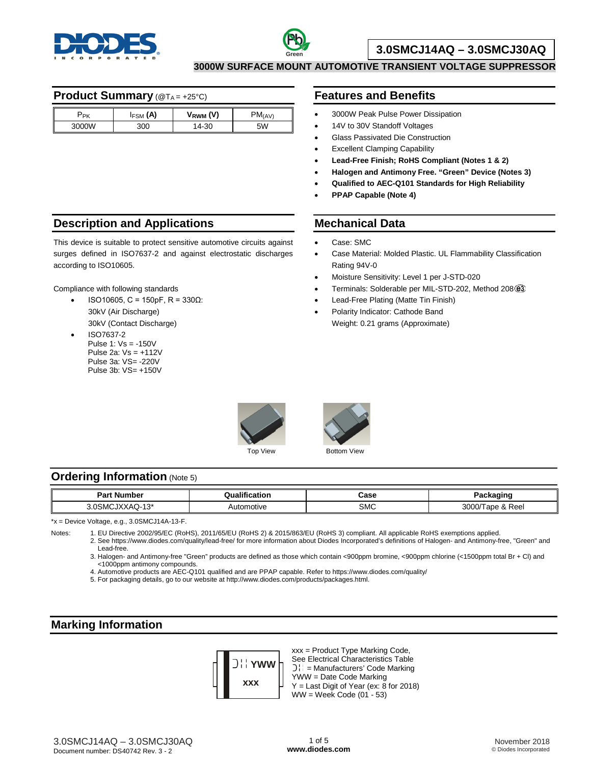# 3.0SMCJ14AQ – 3.0SMCJ30AQ

**3000W SURFACE MOUNT AUTOMOTIVE TRANSIENT VOLTAGE SUPPRESSOR**

## Product Summary (@$T_A$ = +25°C)

| $P_{PK}$ | $I_{FSM}$ (A) | $V_{RWM}$ (V) | $PM_{(AV)}$ |
|---|---|---|---|
| 3000W | 300 | 14-30 | 5W |

## Features and Benefits

- 3000W Peak Pulse Power Dissipation
- 14V to 30V Standoff Voltages
- Glass Passivated Die Construction
- Excellent Clamping Capability
- **Lead-Free Finish; RoHS Compliant (Notes 1 & 2)**
- **Halogen and Antimony Free. “Green” Device (Notes 3)**
- **Qualified to AEC-Q101 Standards for High Reliability**
- **PPAP Capable (Note 4)**

## Description and Applications

This device is suitable to protect sensitive automotive circuits against surges defined in ISO7637-2 and against electrostatic discharges according to ISO10605.

Compliance with following standards

- ISO10605, C = 150pF, R = 330Ω:
  30kV (Air Discharge)
  30kV (Contact Discharge)
- ISO7637-2
  Pulse 1: Vs = -150V
  Pulse 2a: Vs = +112V
  Pulse 3a: VS= -220V
  Pulse 3b: VS= +150V

## Mechanical Data

- Case: SMC
- Case Material: Molded Plastic. UL Flammability Classification Rating 94V-0
- Moisture Sensitivity: Level 1 per J-STD-020
- Terminals: Solderable per MIL-STD-202, Method 208 (e3)
- Lead-Free Plating (Matte Tin Finish)
- Polarity Indicator: Cathode Band
  Weight: 0.21 grams (Approximate)

Top View    Bottom View

## Ordering Information (Note 5)

| Part Number | Qualification | Case | Packaging |
|---|---|---|---|
| 3.0SMCJXXAQ-13* | Automotive | SMC | 3000/Tape & Reel |

*x = Device Voltage, e.g., 3.0SMCJ14A-13-F.

Notes:
1. EU Directive 2002/95/EC (RoHS), 2011/65/EU (RoHS 2) & 2015/863/EU (RoHS 3) compliant. All applicable RoHS exemptions applied.
2. See https://www.diodes.com/quality/lead-free/ for more information about Diodes Incorporated’s definitions of Halogen- and Antimony-free, "Green" and Lead-free.
3. Halogen- and Antimony-free "Green" products are defined as those which contain <900ppm bromine, <900ppm chlorine (<1500ppm total Br + Cl) and <1000ppm antimony compounds.
4. Automotive products are AEC-Q101 qualified and are PPAP capable. Refer to https://www.diodes.com/quality/
5. For packaging details, go to our website at http://www.diodes.com/products/packages.html.

## Marking Information

xxx = Product Type Marking Code, See Electrical Characteristics Table
= Manufacturers’ Code Marking
YWW = Date Code Marking
Y = Last Digit of Year (ex: 8 for 2018)
WW = Week Code (01 - 53)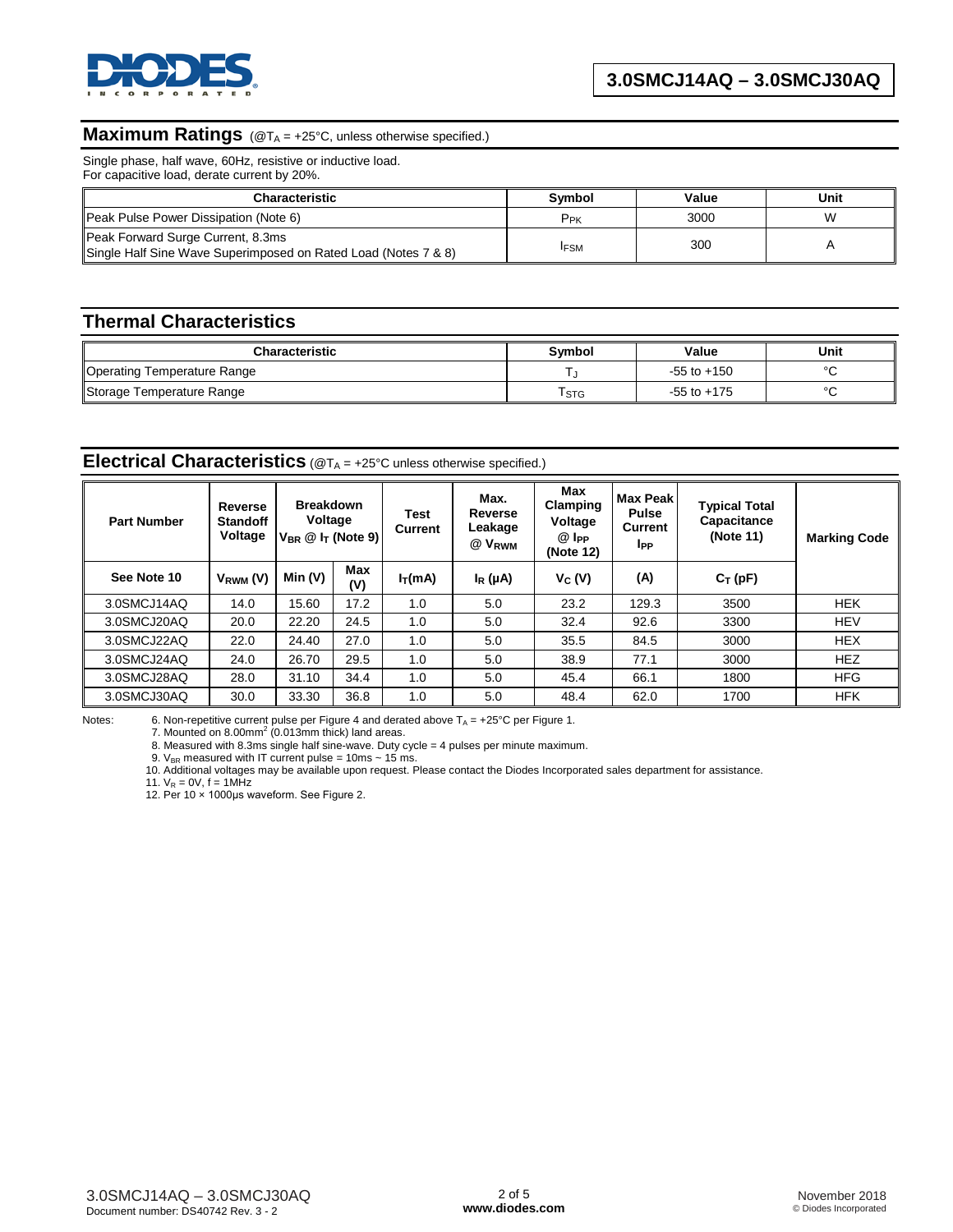## Maximum Ratings (@$T_A$ = +25°C, unless otherwise specified.)

Single phase, half wave, 60Hz, resistive or inductive load.
For capacitive load, derate current by 20%.

| Characteristic | Symbol | Value | Unit |
|---|---|---|---|
| Peak Pulse Power Dissipation (Note 6) | $P_{PK}$ | 3000 | W |
| Peak Forward Surge Current, 8.3ms<br>Single Half Sine Wave Superimposed on Rated Load (Notes 7 & 8) | $I_{FSM}$ | 300 | A |

## Thermal Characteristics

| Characteristic | Symbol | Value | Unit |
|---|---|---|---|
| Operating Temperature Range | $T_J$ | -55 to +150 | °C |
| Storage Temperature Range | $T_{STG}$ | -55 to +175 | °C |

## Electrical Characteristics (@$T_A$ = +25°C unless otherwise specified.)

| Part Number | Reverse Standoff Voltage | Breakdown Voltage $V_{BR}$ @ $I_T$ (Note 9) | | Test Current | Max. Reverse Leakage @ $V_{RWM}$ | Max Clamping Voltage @ $I_{PP}$ (Note 12) | Max Peak Pulse Current $I_{PP}$ | Typical Total Capacitance (Note 11) | Marking Code |
|---|---|---|---|---|---|---|---|---|---|
| See Note 10 | $V_{RWM}$ (V) | Min (V) | Max (V) | $I_T$(mA) | $I_R$ (µA) | $V_C$ (V) | (A) | $C_T$ (pF) | |
| 3.0SMCJ14AQ | 14.0 | 15.60 | 17.2 | 1.0 | 5.0 | 23.2 | 129.3 | 3500 | HEK |
| 3.0SMCJ20AQ | 20.0 | 22.20 | 24.5 | 1.0 | 5.0 | 32.4 | 92.6 | 3300 | HEV |
| 3.0SMCJ22AQ | 22.0 | 24.40 | 27.0 | 1.0 | 5.0 | 35.5 | 84.5 | 3000 | HEX |
| 3.0SMCJ24AQ | 24.0 | 26.70 | 29.5 | 1.0 | 5.0 | 38.9 | 77.1 | 3000 | HEZ |
| 3.0SMCJ28AQ | 28.0 | 31.10 | 34.4 | 1.0 | 5.0 | 45.4 | 66.1 | 1800 | HFG |
| 3.0SMCJ30AQ | 30.0 | 33.30 | 36.8 | 1.0 | 5.0 | 48.4 | 62.0 | 1700 | HFK |

Notes:
6. Non-repetitive current pulse per Figure 4 and derated above $T_A$ = +25°C per Figure 1.
7. Mounted on 8.00mm$^2$ (0.013mm thick) land areas.
8. Measured with 8.3ms single half sine-wave. Duty cycle = 4 pulses per minute maximum.
9. $V_{BR}$ measured with IT current pulse = 10ms ~ 15 ms.
10. Additional voltages may be available upon request. Please contact the Diodes Incorporated sales department for assistance.
11. $V_R$ = 0V, f = 1MHz
12. Per 10 × 1000µs waveform. See Figure 2.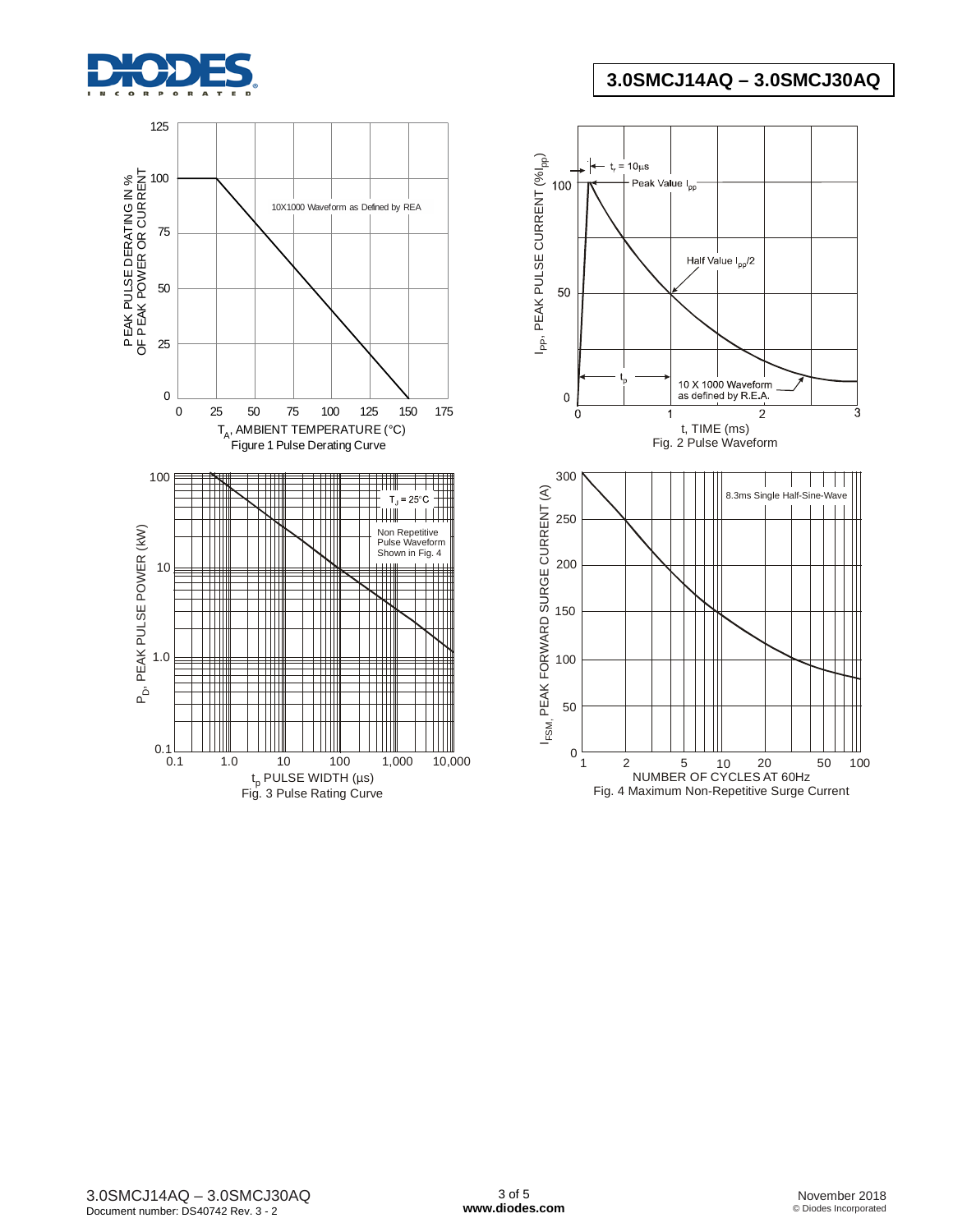PEAK PULSE DERATING IN % OF PEAK POWER OR CURRENT

10X1000 Waveform as Defined by REA

$T_A$, AMBIENT TEMPERATURE (°C)

Figure 1 Pulse Derating Curve

$I_{PP}$, PEAK PULSE CURRENT (% $I_{PP}$)

$t_r = 10\mu s$

Peak Value $I_{PP}$

Half Value $I_{PP}/2$

$t_p$

10 X 1000 Waveform as defined by R.E.A.

t, TIME (ms)

Fig. 2 Pulse Waveform

$P_D$, PEAK PULSE POWER (kW)

$T_J = 25°C$

Non Repetitive Pulse Waveform Shown in Fig. 4

$t_p$ PULSE WIDTH (µs)

Fig. 3 Pulse Rating Curve

$I_{FSM}$, PEAK FORWARD SURGE CURRENT (A)

8.3ms Single Half-Sine-Wave

NUMBER OF CYCLES AT 60Hz

Fig. 4 Maximum Non-Repetitive Surge Current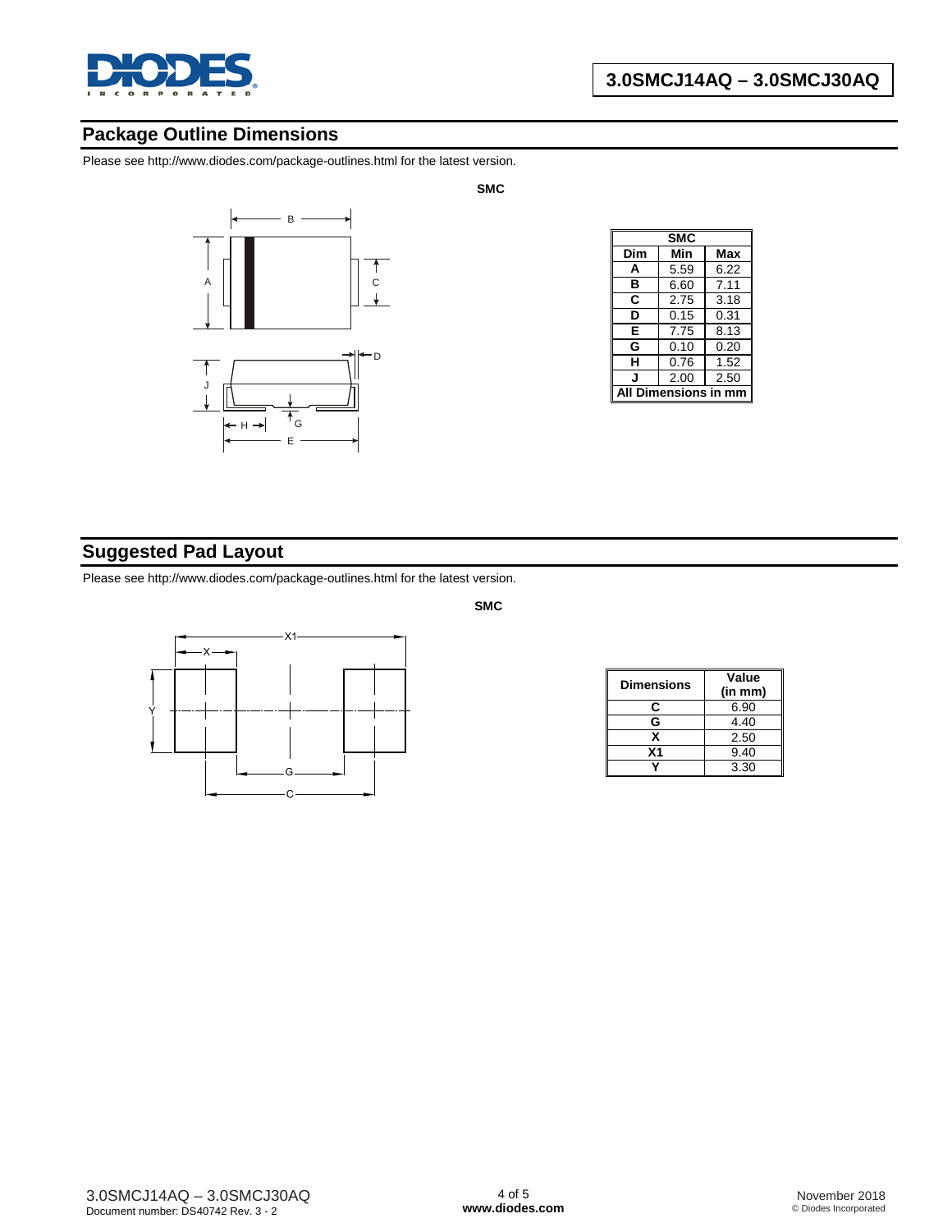## Package Outline Dimensions

Please see http://www.diodes.com/package-outlines.html for the latest version.

**SMC**

| SMC | | |
|---|---|---|
| **Dim** | **Min** | **Max** |
| **A** | 5.59 | 6.22 |
| **B** | 6.60 | 7.11 |
| **C** | 2.75 | 3.18 |
| **D** | 0.15 | 0.31 |
| **E** | 7.75 | 8.13 |
| **G** | 0.10 | 0.20 |
| **H** | 0.76 | 1.52 |
| **J** | 2.00 | 2.50 |
| **All Dimensions in mm** | | |

## Suggested Pad Layout

Please see http://www.diodes.com/package-outlines.html for the latest version.

**SMC**

| Dimensions | Value (in mm) |
|---|---|
| **C** | 6.90 |
| **G** | 4.40 |
| **X** | 2.50 |
| **X1** | 9.40 |
| **Y** | 3.30 |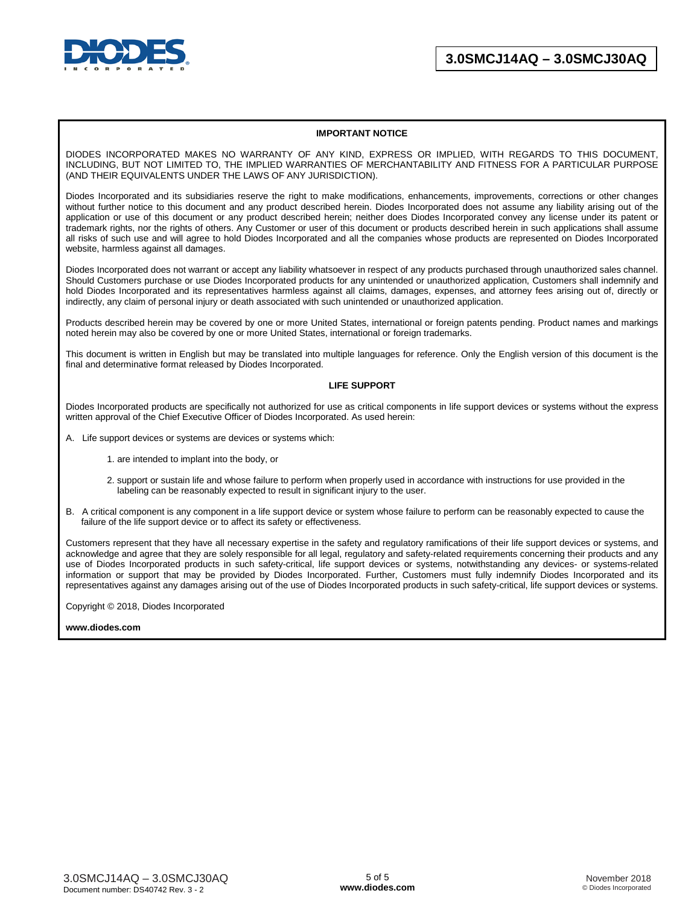## IMPORTANT NOTICE

DIODES INCORPORATED MAKES NO WARRANTY OF ANY KIND, EXPRESS OR IMPLIED, WITH REGARDS TO THIS DOCUMENT, INCLUDING, BUT NOT LIMITED TO, THE IMPLIED WARRANTIES OF MERCHANTABILITY AND FITNESS FOR A PARTICULAR PURPOSE (AND THEIR EQUIVALENTS UNDER THE LAWS OF ANY JURISDICTION).

Diodes Incorporated and its subsidiaries reserve the right to make modifications, enhancements, improvements, corrections or other changes without further notice to this document and any product described herein. Diodes Incorporated does not assume any liability arising out of the application or use of this document or any product described herein; neither does Diodes Incorporated convey any license under its patent or trademark rights, nor the rights of others. Any Customer or user of this document or products described herein in such applications shall assume all risks of such use and will agree to hold Diodes Incorporated and all the companies whose products are represented on Diodes Incorporated website, harmless against all damages.

Diodes Incorporated does not warrant or accept any liability whatsoever in respect of any products purchased through unauthorized sales channel. Should Customers purchase or use Diodes Incorporated products for any unintended or unauthorized application, Customers shall indemnify and hold Diodes Incorporated and its representatives harmless against all claims, damages, expenses, and attorney fees arising out of, directly or indirectly, any claim of personal injury or death associated with such unintended or unauthorized application.

Products described herein may be covered by one or more United States, international or foreign patents pending. Product names and markings noted herein may also be covered by one or more United States, international or foreign trademarks.

This document is written in English but may be translated into multiple languages for reference. Only the English version of this document is the final and determinative format released by Diodes Incorporated.

## LIFE SUPPORT

Diodes Incorporated products are specifically not authorized for use as critical components in life support devices or systems without the express written approval of the Chief Executive Officer of Diodes Incorporated. As used herein:

A. Life support devices or systems are devices or systems which:

1. are intended to implant into the body, or
2. support or sustain life and whose failure to perform when properly used in accordance with instructions for use provided in the labeling can be reasonably expected to result in significant injury to the user.

B. A critical component is any component in a life support device or system whose failure to perform can be reasonably expected to cause the failure of the life support device or to affect its safety or effectiveness.

Customers represent that they have all necessary expertise in the safety and regulatory ramifications of their life support devices or systems, and acknowledge and agree that they are solely responsible for all legal, regulatory and safety-related requirements concerning their products and any use of Diodes Incorporated products in such safety-critical, life support devices or systems, notwithstanding any devices- or systems-related information or support that may be provided by Diodes Incorporated. Further, Customers must fully indemnify Diodes Incorporated and its representatives against any damages arising out of the use of Diodes Incorporated products in such safety-critical, life support devices or systems.

Copyright © 2018, Diodes Incorporated

**www.diodes.com**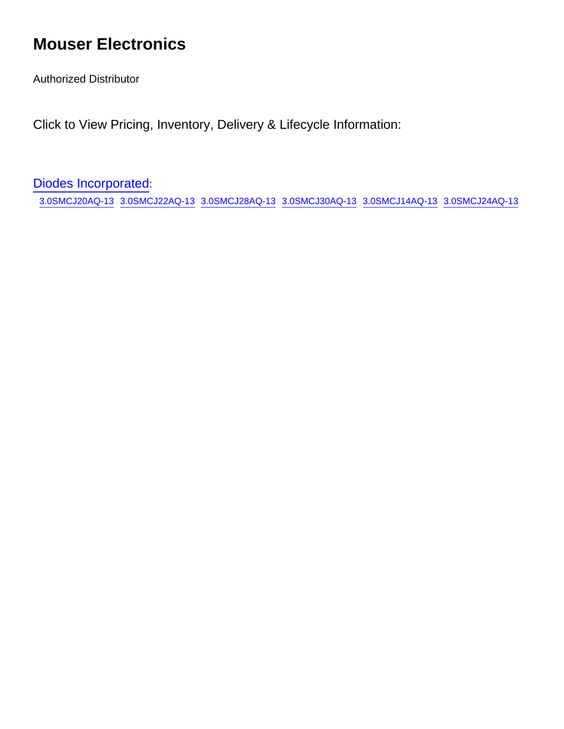# Mouser Electronics

Authorized Distributor

Click to View Pricing, Inventory, Delivery & Lifecycle Information:

Diodes Incorporated:

3.0SMCJ20AQ-13 3.0SMCJ22AQ-13 3.0SMCJ28AQ-13 3.0SMCJ30AQ-13 3.0SMCJ14AQ-13 3.0SMCJ24AQ-13